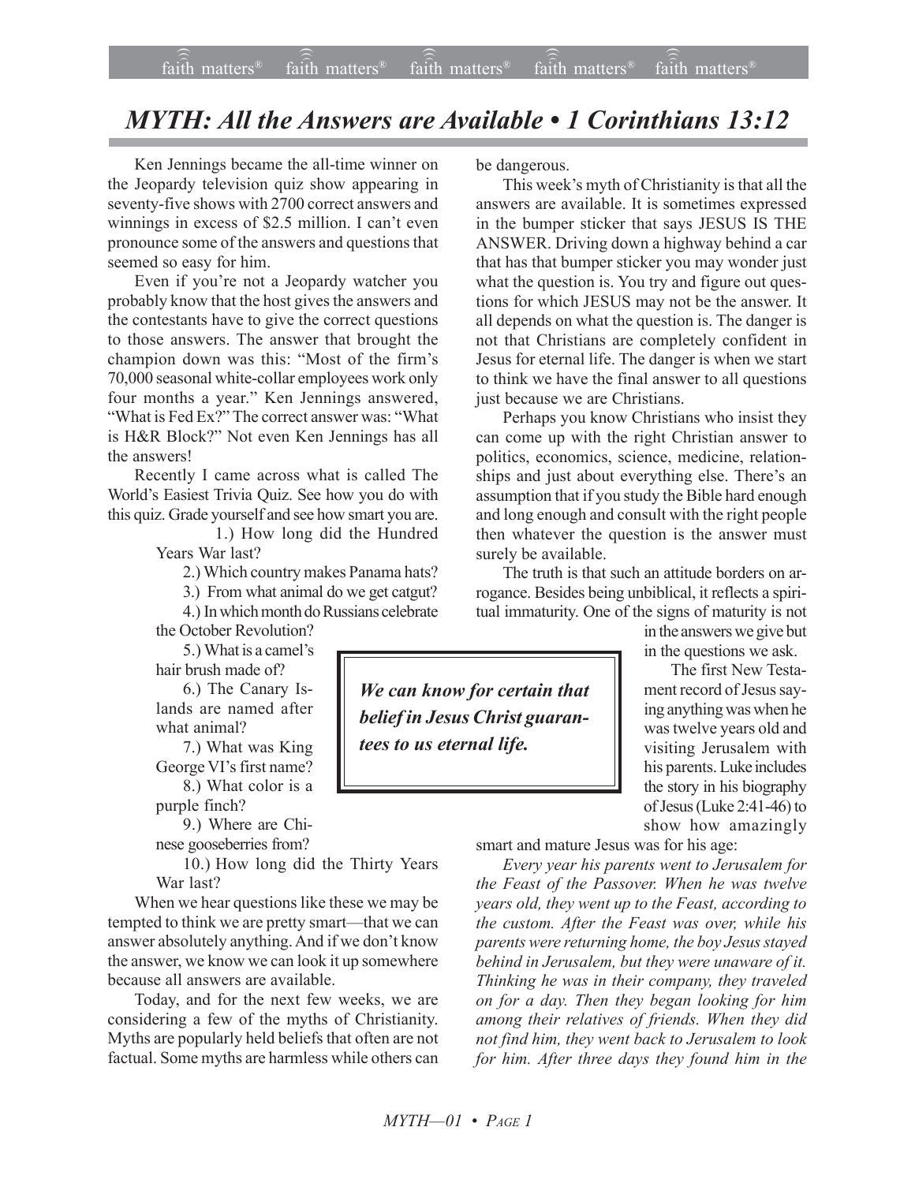# MYTH: All the Answers are Available • 1 Corinthians 13:12

Ken Jennings became the all-time winner on the Jeopardy television quiz show appearing in seventy-five shows with 2700 correct answers and winnings in excess of $2.5 million. I can't even pronounce some of the answers and questions that seemed so easy for him.

Even if you're not a Jeopardy watcher you probably know that the host gives the answers and the contestants have to give the correct questions to those answers. The answer that brought the champion down was this: "Most of the firm's 70,000 seasonal white-collar employees work only four months a year." Ken Jennings answered, "What is Fed Ex?" The correct answer was: "What is H&R Block?" Not even Ken Jennings has all the answers!

Recently I came across what is called The World's Easiest Trivia Quiz. See how you do with this quiz. Grade yourself and see how smart you are.

1.) How long did the Hundred Years War last?

2.) Which country makes Panama hats?

3.) From what animal do we get catgut?

4.) In which month do Russians celebrate the October Revolution?

5.) What is a camel's hair brush made of?

6.) The Canary Islands are named after what animal?

7.) What was King George VI's first name?

8.) What color is a purple finch?

9.) Where are Chinese gooseberries from?

10.) How long did the Thirty Years War last?

When we hear questions like these we may be tempted to think we are pretty smart—that we can answer absolutely anything. And if we don't know the answer, we know we can look it up somewhere because all answers are available.

Today, and for the next few weeks, we are considering a few of the myths of Christianity. Myths are popularly held beliefs that often are not factual. Some myths are harmless while others can be dangerous.

This week's myth of Christianity is that all the answers are available. It is sometimes expressed in the bumper sticker that says JESUS IS THE ANSWER. Driving down a highway behind a car that has that bumper sticker you may wonder just what the question is. You try and figure out questions for which JESUS may not be the answer. It all depends on what the question is. The danger is not that Christians are completely confident in Jesus for eternal life. The danger is when we start to think we have the final answer to all questions just because we are Christians.

Perhaps you know Christians who insist they can come up with the right Christian answer to politics, economics, science, medicine, relationships and just about everything else. There's an assumption that if you study the Bible hard enough and long enough and consult with the right people then whatever the question is the answer must surely be available.

The truth is that such an attitude borders on arrogance. Besides being unbiblical, it reflects a spiritual immaturity. One of the signs of maturity is not in the answers we give but in the questions we ask.

> ***We can know for certain that belief in Jesus Christ guarantees to us eternal life.***

The first New Testament record of Jesus saying anything was when he was twelve years old and visiting Jerusalem with his parents. Luke includes the story in his biography of Jesus (Luke 2:41-46) to show how amazingly smart and mature Jesus was for his age:

*Every year his parents went to Jerusalem for the Feast of the Passover. When he was twelve years old, they went up to the Feast, according to the custom. After the Feast was over, while his parents were returning home, the boy Jesus stayed behind in Jerusalem, but they were unaware of it. Thinking he was in their company, they traveled on for a day. Then they began looking for him among their relatives of friends. When they did not find him, they went back to Jerusalem to look for him. After three days they found him in the*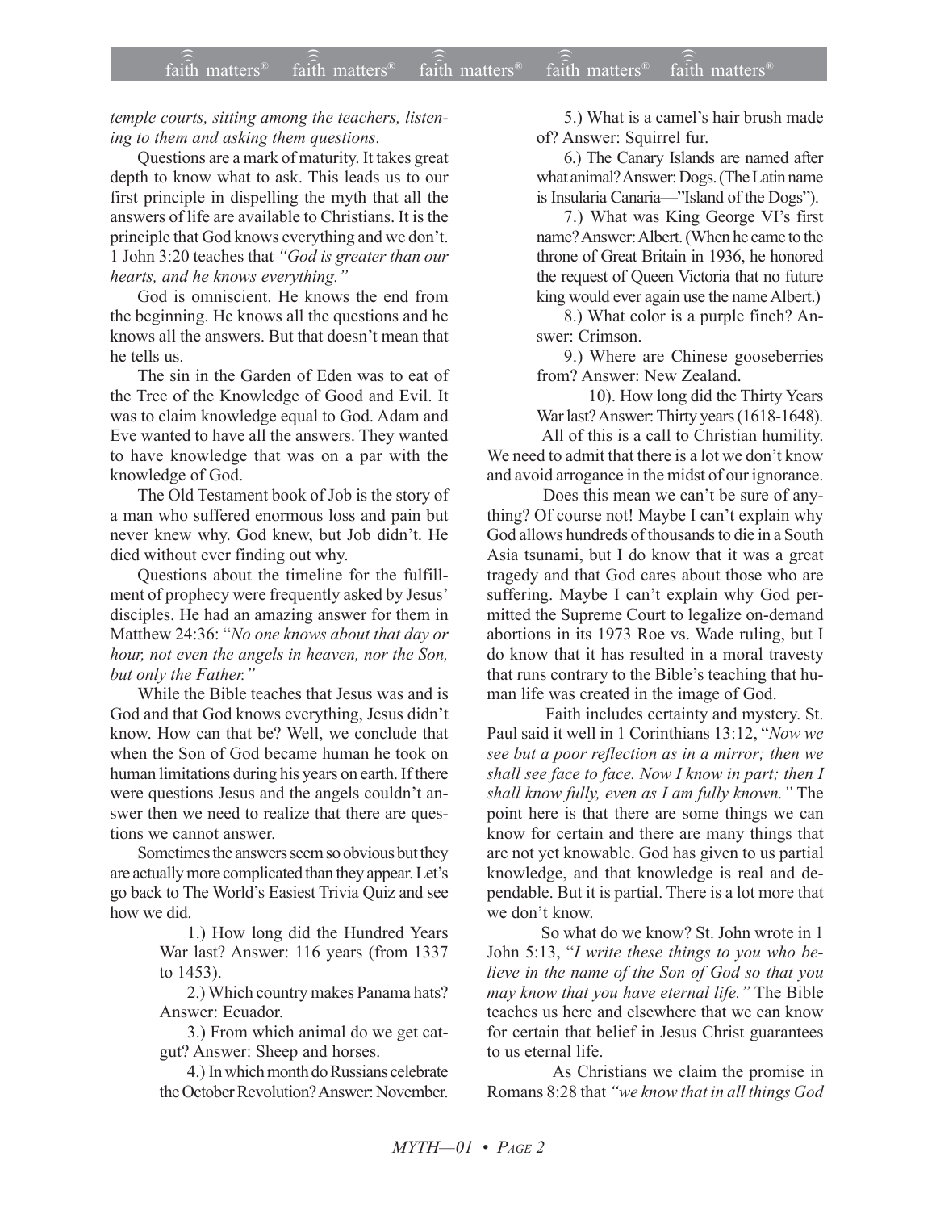*temple courts, sitting among the teachers, listening to them and asking them questions*.

Questions are a mark of maturity. It takes great depth to know what to ask. This leads us to our first principle in dispelling the myth that all the answers of life are available to Christians. It is the principle that God knows everything and we don't. 1 John 3:20 teaches that *"God is greater than our hearts, and he knows everything."*

God is omniscient. He knows the end from the beginning. He knows all the questions and he knows all the answers. But that doesn't mean that he tells us.

The sin in the Garden of Eden was to eat of the Tree of the Knowledge of Good and Evil. It was to claim knowledge equal to God. Adam and Eve wanted to have all the answers. They wanted to have knowledge that was on a par with the knowledge of God.

The Old Testament book of Job is the story of a man who suffered enormous loss and pain but never knew why. God knew, but Job didn't. He died without ever finding out why.

Questions about the timeline for the fulfillment of prophecy were frequently asked by Jesus' disciples. He had an amazing answer for them in Matthew 24:36: "*No one knows about that day or hour, not even the angels in heaven, nor the Son, but only the Father."*

While the Bible teaches that Jesus was and is God and that God knows everything, Jesus didn't know. How can that be? Well, we conclude that when the Son of God became human he took on human limitations during his years on earth. If there were questions Jesus and the angels couldn't answer then we need to realize that there are questions we cannot answer.

Sometimes the answers seem so obvious but they are actually more complicated than they appear. Let's go back to The World's Easiest Trivia Quiz and see how we did.

1.) How long did the Hundred Years War last? Answer: 116 years (from 1337 to 1453).

2.) Which country makes Panama hats? Answer: Ecuador.

3.) From which animal do we get catgut? Answer: Sheep and horses.

4.) In which month do Russians celebrate the October Revolution? Answer: November.

5.) What is a camel's hair brush made of? Answer: Squirrel fur.

6.) The Canary Islands are named after what animal? Answer: Dogs. (The Latin name is Insularia Canaria—"Island of the Dogs").

7.) What was King George VI's first name? Answer: Albert. (When he came to the throne of Great Britain in 1936, he honored the request of Queen Victoria that no future king would ever again use the name Albert.)

8.) What color is a purple finch? Answer: Crimson.

9.) Where are Chinese gooseberries from? Answer: New Zealand.

10). How long did the Thirty Years War last? Answer: Thirty years (1618-1648).

All of this is a call to Christian humility. We need to admit that there is a lot we don't know and avoid arrogance in the midst of our ignorance.

Does this mean we can't be sure of anything? Of course not! Maybe I can't explain why God allows hundreds of thousands to die in a South Asia tsunami, but I do know that it was a great tragedy and that God cares about those who are suffering. Maybe I can't explain why God permitted the Supreme Court to legalize on-demand abortions in its 1973 Roe vs. Wade ruling, but I do know that it has resulted in a moral travesty that runs contrary to the Bible's teaching that human life was created in the image of God.

Faith includes certainty and mystery. St. Paul said it well in 1 Corinthians 13:12, "*Now we see but a poor reflection as in a mirror; then we shall see face to face. Now I know in part; then I shall know fully, even as I am fully known."* The point here is that there are some things we can know for certain and there are many things that are not yet knowable. God has given to us partial knowledge, and that knowledge is real and dependable. But it is partial. There is a lot more that we don't know.

So what do we know? St. John wrote in 1 John 5:13, "*I write these things to you who believe in the name of the Son of God so that you may know that you have eternal life."* The Bible teaches us here and elsewhere that we can know for certain that belief in Jesus Christ guarantees to us eternal life.

As Christians we claim the promise in Romans 8:28 that *"we know that in all things God*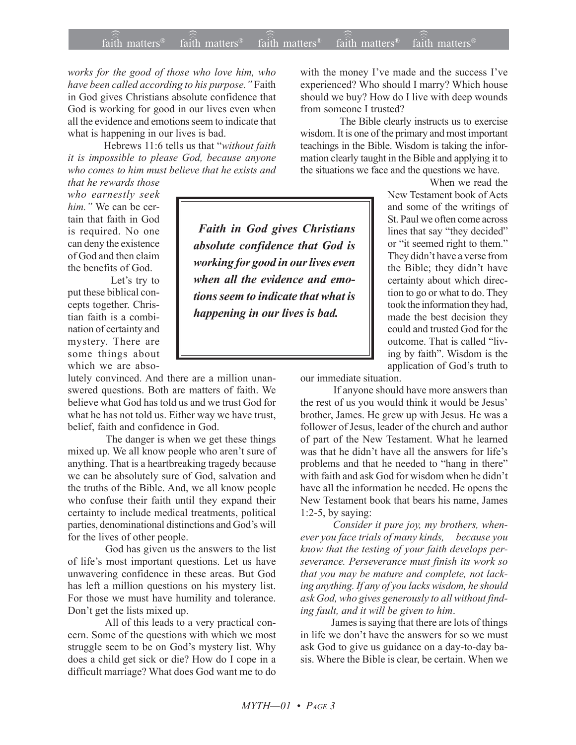*works for the good of those who love him, who have been called according to his purpose."* Faith in God gives Christians absolute confidence that God is working for good in our lives even when all the evidence and emotions seem to indicate that what is happening in our lives is bad.

Hebrews 11:6 tells us that "*without faith it is impossible to please God, because anyone who comes to him must believe that he exists and that he rewards those who earnestly seek him."* We can be certain that faith in God is required. No one can deny the existence of God and then claim the benefits of God.

> ***Faith in God gives Christians absolute confidence that God is working for good in our lives even when all the evidence and emotions seem to indicate that what is happening in our lives is bad.***

Let's try to put these biblical concepts together. Christian faith is a combination of certainty and mystery. There are some things about which we are absolutely convinced. And there are a million unanswered questions. Both are matters of faith. We believe what God has told us and we trust God for what he has not told us. Either way we have trust, belief, faith and confidence in God.

The danger is when we get these things mixed up. We all know people who aren't sure of anything. That is a heartbreaking tragedy because we can be absolutely sure of God, salvation and the truths of the Bible. And, we all know people who confuse their faith until they expand their certainty to include medical treatments, political parties, denominational distinctions and God's will for the lives of other people.

God has given us the answers to the list of life's most important questions. Let us have unwavering confidence in these areas. But God has left a million questions on his mystery list. For those we must have humility and tolerance. Don't get the lists mixed up.

All of this leads to a very practical concern. Some of the questions with which we most struggle seem to be on God's mystery list. Why does a child get sick or die? How do I cope in a difficult marriage? What does God want me to do with the money I've made and the success I've experienced? Who should I marry? Which house should we buy? How do I live with deep wounds from someone I trusted?

The Bible clearly instructs us to exercise wisdom. It is one of the primary and most important teachings in the Bible. Wisdom is taking the information clearly taught in the Bible and applying it to the situations we face and the questions we have.

When we read the New Testament book of Acts and some of the writings of St. Paul we often come across lines that say "they decided" or "it seemed right to them." They didn't have a verse from the Bible; they didn't have certainty about which direction to go or what to do. They took the information they had, made the best decision they could and trusted God for the outcome. That is called "living by faith". Wisdom is the application of God's truth to our immediate situation.

If anyone should have more answers than the rest of us you would think it would be Jesus' brother, James. He grew up with Jesus. He was a follower of Jesus, leader of the church and author of part of the New Testament. What he learned was that he didn't have all the answers for life's problems and that he needed to "hang in there" with faith and ask God for wisdom when he didn't have all the information he needed. He opens the New Testament book that bears his name, James 1:2-5, by saying:

*Consider it pure joy, my brothers, whenever you face trials of many kinds, because you know that the testing of your faith develops perseverance. Perseverance must finish its work so that you may be mature and complete, not lacking anything. If any of you lacks wisdom, he should ask God, who gives generously to all without finding fault, and it will be given to him.*

James is saying that there are lots of things in life we don't have the answers for so we must ask God to give us guidance on a day-to-day basis. Where the Bible is clear, be certain. When we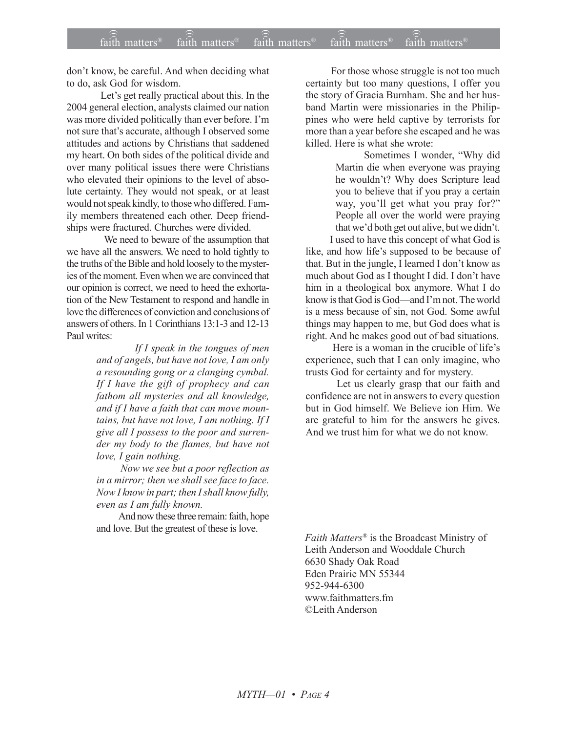don't know, be careful. And when deciding what to do, ask God for wisdom.

Let's get really practical about this. In the 2004 general election, analysts claimed our nation was more divided politically than ever before. I'm not sure that's accurate, although I observed some attitudes and actions by Christians that saddened my heart. On both sides of the political divide and over many political issues there were Christians who elevated their opinions to the level of absolute certainty. They would not speak, or at least would not speak kindly, to those who differed. Family members threatened each other. Deep friendships were fractured. Churches were divided.

We need to beware of the assumption that we have all the answers. We need to hold tightly to the truths of the Bible and hold loosely to the mysteries of the moment. Even when we are convinced that our opinion is correct, we need to heed the exhortation of the New Testament to respond and handle in love the differences of conviction and conclusions of answers of others. In 1 Corinthians 13:1-3 and 12-13 Paul writes:

> *If I speak in the tongues of men and of angels, but have not love, I am only a resounding gong or a clanging cymbal. If I have the gift of prophecy and can fathom all mysteries and all knowledge, and if I have a faith that can move mountains, but have not love, I am nothing. If I give all I possess to the poor and surrender my body to the flames, but have not love, I gain nothing.*
>
> *Now we see but a poor reflection as in a mirror; then we shall see face to face. Now I know in part; then I shall know fully, even as I am fully known.*
>
> And now these three remain: faith, hope and love. But the greatest of these is love.

For those whose struggle is not too much certainty but too many questions, I offer you the story of Gracia Burnham. She and her husband Martin were missionaries in the Philippines who were held captive by terrorists for more than a year before she escaped and he was killed. Here is what she wrote:

> Sometimes I wonder, "Why did Martin die when everyone was praying he wouldn't? Why does Scripture lead you to believe that if you pray a certain way, you'll get what you pray for?" People all over the world were praying that we'd both get out alive, but we didn't.

I used to have this concept of what God is like, and how life's supposed to be because of that. But in the jungle, I learned I don't know as much about God as I thought I did. I don't have him in a theological box anymore. What I do know is that God is God—and I'm not. The world is a mess because of sin, not God. Some awful things may happen to me, but God does what is right. And he makes good out of bad situations.

Here is a woman in the crucible of life's experience, such that I can only imagine, who trusts God for certainty and for mystery.

Let us clearly grasp that our faith and confidence are not in answers to every question but in God himself. We Believe ion Him. We are grateful to him for the answers he gives. And we trust him for what we do not know.

*Faith Matters®* is the Broadcast Ministry of Leith Anderson and Wooddale Church
6630 Shady Oak Road
Eden Prairie MN 55344
952-944-6300
www.faithmatters.fm
©Leith Anderson